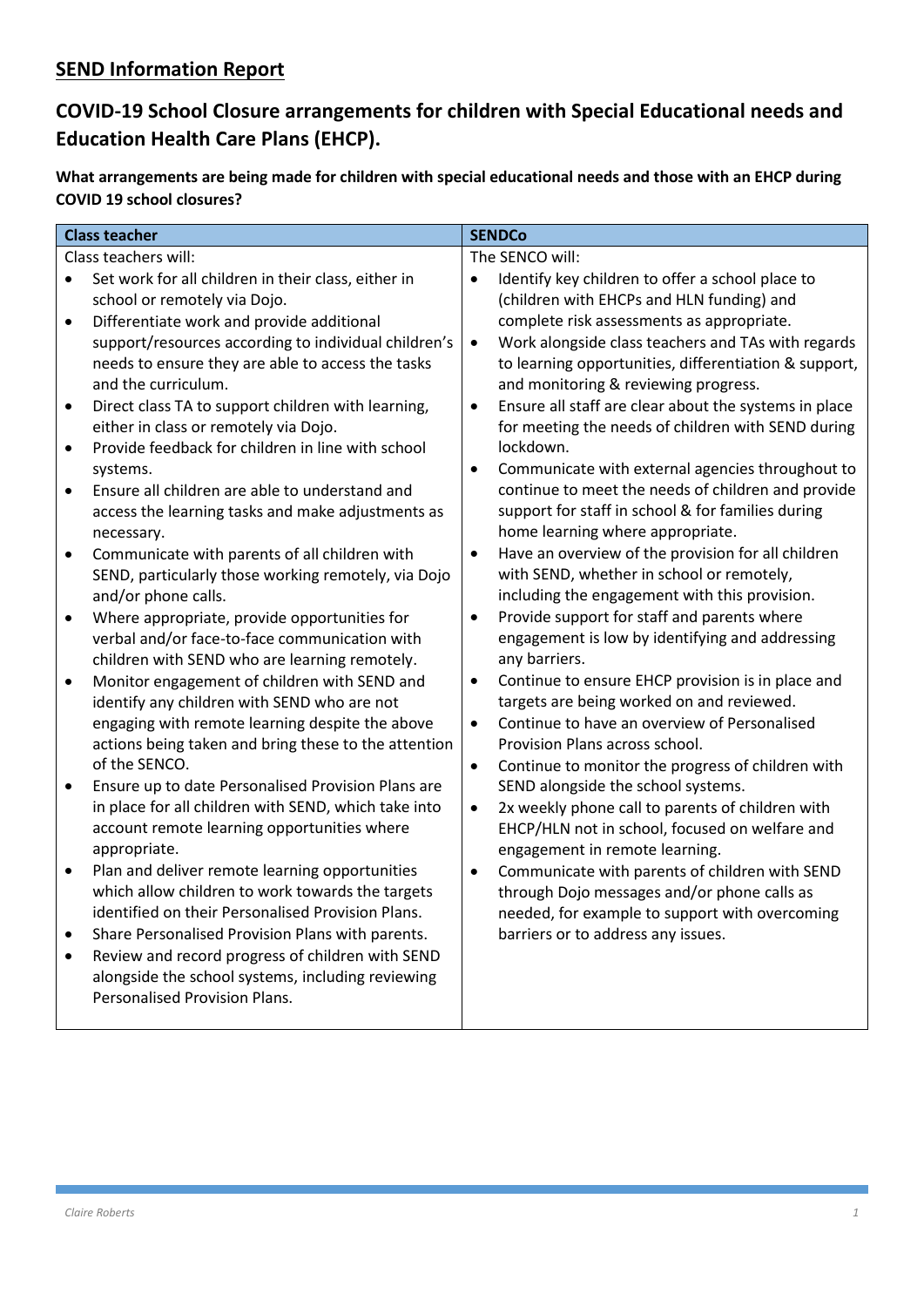## SEND Information Report

## COVID-19 School Closure arrangements for children with Special Educational needs and Education Health Care Plans (EHCP).

**What arrangements are being made for children with special educational needs and those with an EHCP during COVID 19 school closures?**

| Class teacher | SENDCo |
|---|---|
| Class teachers will:<br>• Set work for all children in their class, either in school or remotely via Dojo.<br>• Differentiate work and provide additional support/resources according to individual children's needs to ensure they are able to access the tasks and the curriculum.<br>• Direct class TA to support children with learning, either in class or remotely via Dojo.<br>• Provide feedback for children in line with school systems.<br>• Ensure all children are able to understand and access the learning tasks and make adjustments as necessary.<br>• Communicate with parents of all children with SEND, particularly those working remotely, via Dojo and/or phone calls.<br>• Where appropriate, provide opportunities for verbal and/or face-to-face communication with children with SEND who are learning remotely.<br>• Monitor engagement of children with SEND and identify any children with SEND who are not engaging with remote learning despite the above actions being taken and bring these to the attention of the SENCO.<br>• Ensure up to date Personalised Provision Plans are in place for all children with SEND, which take into account remote learning opportunities where appropriate.<br>• Plan and deliver remote learning opportunities which allow children to work towards the targets identified on their Personalised Provision Plans.<br>• Share Personalised Provision Plans with parents.<br>• Review and record progress of children with SEND alongside the school systems, including reviewing Personalised Provision Plans. | The SENCO will:<br>• Identify key children to offer a school place to (children with EHCPs and HLN funding) and complete risk assessments as appropriate.<br>• Work alongside class teachers and TAs with regards to learning opportunities, differentiation & support, and monitoring & reviewing progress.<br>• Ensure all staff are clear about the systems in place for meeting the needs of children with SEND during lockdown.<br>• Communicate with external agencies throughout to continue to meet the needs of children and provide support for staff in school & for families during home learning where appropriate.<br>• Have an overview of the provision for all children with SEND, whether in school or remotely, including the engagement with this provision.<br>• Provide support for staff and parents where engagement is low by identifying and addressing any barriers.<br>• Continue to ensure EHCP provision is in place and targets are being worked on and reviewed.<br>• Continue to have an overview of Personalised Provision Plans across school.<br>• Continue to monitor the progress of children with SEND alongside the school systems.<br>• 2x weekly phone call to parents of children with EHCP/HLN not in school, focused on welfare and engagement in remote learning.<br>• Communicate with parents of children with SEND through Dojo messages and/or phone calls as needed, for example to support with overcoming barriers or to address any issues. |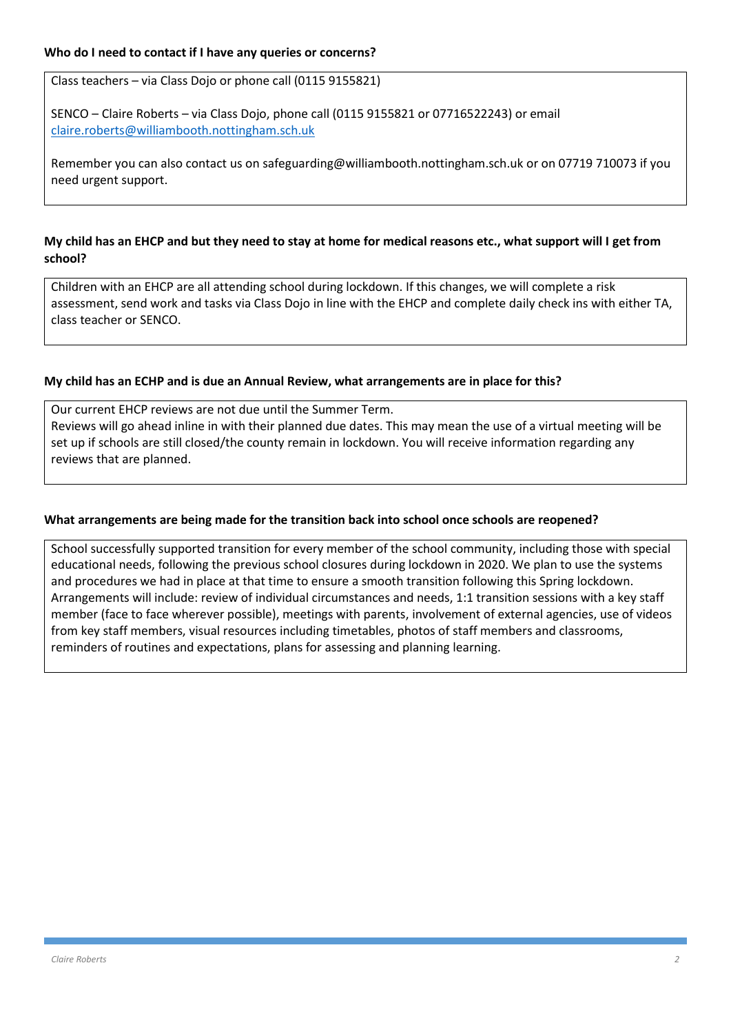**Who do I need to contact if I have any queries or concerns?**

Class teachers – via Class Dojo or phone call (0115 9155821)

SENCO – Claire Roberts – via Class Dojo, phone call (0115 9155821 or 07716522243) or email [claire.roberts@williambooth.nottingham.sch.uk](mailto:claire.roberts@williambooth.nottingham.sch.uk)

Remember you can also contact us on safeguarding@williambooth.nottingham.sch.uk or on 07719 710073 if you need urgent support.

**My child has an EHCP and but they need to stay at home for medical reasons etc., what support will I get from school?**

Children with an EHCP are all attending school during lockdown. If this changes, we will complete a risk assessment, send work and tasks via Class Dojo in line with the EHCP and complete daily check ins with either TA, class teacher or SENCO.

**My child has an ECHP and is due an Annual Review, what arrangements are in place for this?**

Our current EHCP reviews are not due until the Summer Term.
Reviews will go ahead inline in with their planned due dates. This may mean the use of a virtual meeting will be set up if schools are still closed/the county remain in lockdown. You will receive information regarding any reviews that are planned.

**What arrangements are being made for the transition back into school once schools are reopened?**

School successfully supported transition for every member of the school community, including those with special educational needs, following the previous school closures during lockdown in 2020. We plan to use the systems and procedures we had in place at that time to ensure a smooth transition following this Spring lockdown. Arrangements will include: review of individual circumstances and needs, 1:1 transition sessions with a key staff member (face to face wherever possible), meetings with parents, involvement of external agencies, use of videos from key staff members, visual resources including timetables, photos of staff members and classrooms, reminders of routines and expectations, plans for assessing and planning learning.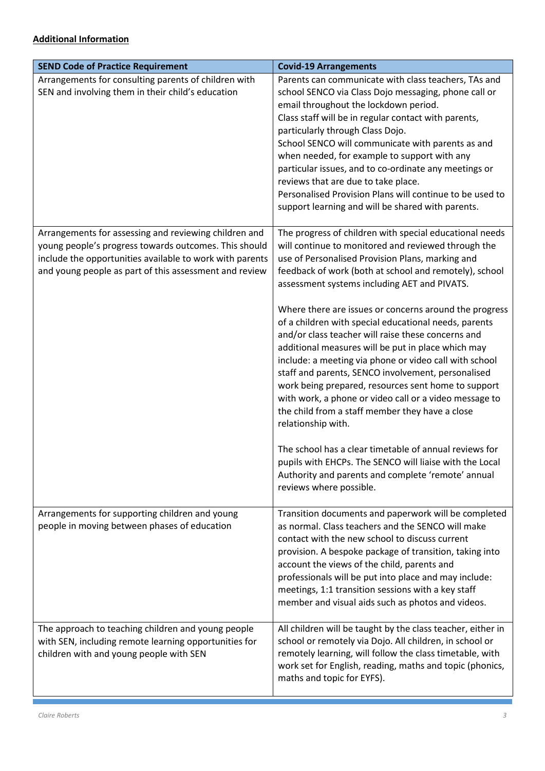**Additional Information**

| SEND Code of Practice Requirement | Covid-19 Arrangements |
| --- | --- |
| Arrangements for consulting parents of children with SEN and involving them in their child's education | Parents can communicate with class teachers, TAs and school SENCO via Class Dojo messaging, phone call or email throughout the lockdown period.<br>Class staff will be in regular contact with parents, particularly through Class Dojo.<br>School SENCO will communicate with parents as and when needed, for example to support with any particular issues, and to co-ordinate any meetings or reviews that are due to take place.<br>Personalised Provision Plans will continue to be used to support learning and will be shared with parents. |
| Arrangements for assessing and reviewing children and young people's progress towards outcomes. This should include the opportunities available to work with parents and young people as part of this assessment and review | The progress of children with special educational needs will continue to monitored and reviewed through the use of Personalised Provision Plans, marking and feedback of work (both at school and remotely), school assessment systems including AET and PIVATS.<br><br>Where there are issues or concerns around the progress of a children with special educational needs, parents and/or class teacher will raise these concerns and additional measures will be put in place which may include: a meeting via phone or video call with school staff and parents, SENCO involvement, personalised work being prepared, resources sent home to support with work, a phone or video call or a video message to the child from a staff member they have a close relationship with.<br><br>The school has a clear timetable of annual reviews for pupils with EHCPs. The SENCO will liaise with the Local Authority and parents and complete 'remote' annual reviews where possible. |
| Arrangements for supporting children and young people in moving between phases of education | Transition documents and paperwork will be completed as normal. Class teachers and the SENCO will make contact with the new school to discuss current provision. A bespoke package of transition, taking into account the views of the child, parents and professionals will be put into place and may include: meetings, 1:1 transition sessions with a key staff member and visual aids such as photos and videos. |
| The approach to teaching children and young people with SEN, including remote learning opportunities for children with and young people with SEN | All children will be taught by the class teacher, either in school or remotely via Dojo. All children, in school or remotely learning, will follow the class timetable, with work set for English, reading, maths and topic (phonics, maths and topic for EYFS). |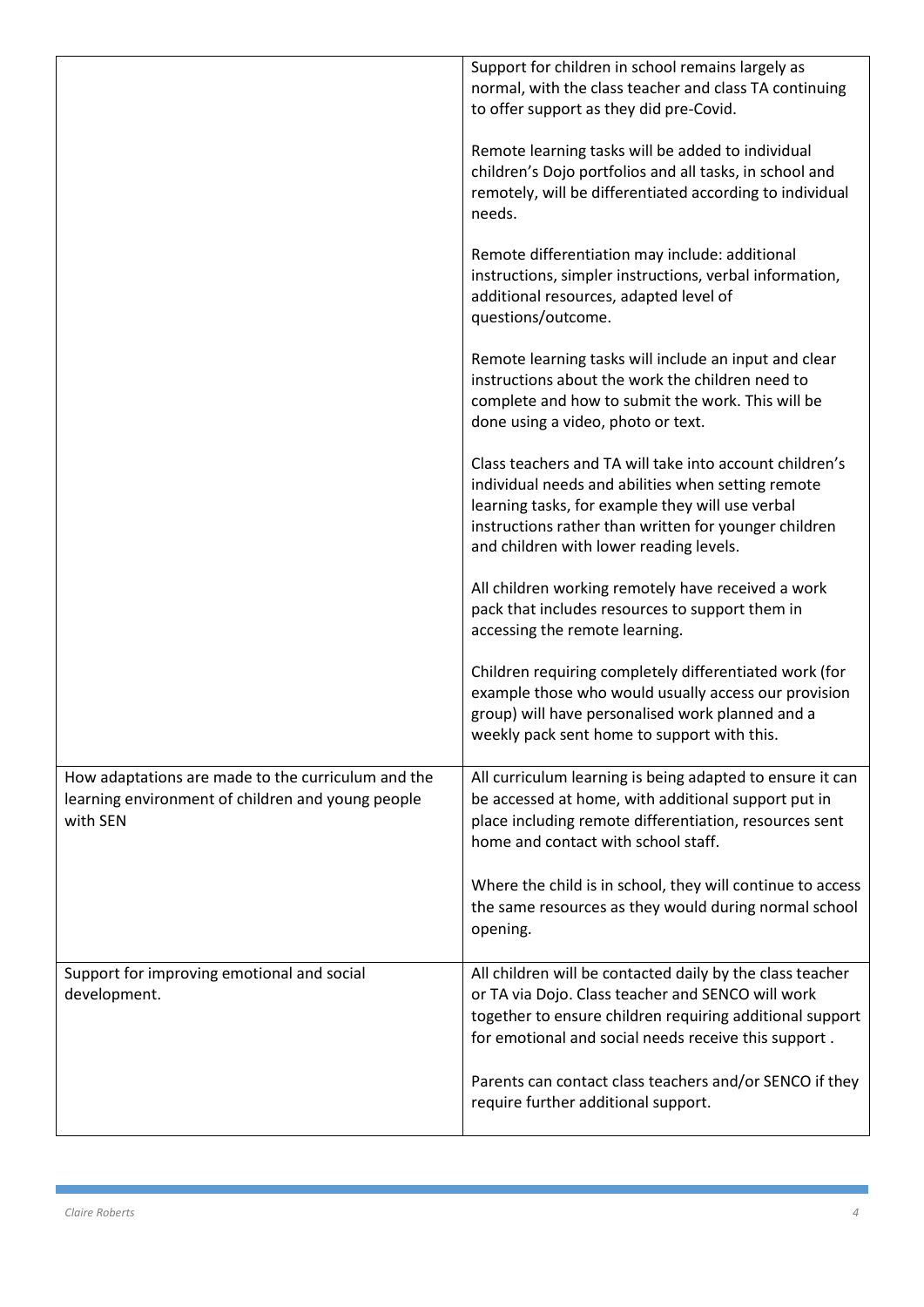| | |
|---|---|
| | Support for children in school remains largely as normal, with the class teacher and class TA continuing to offer support as they did pre-Covid.<br><br>Remote learning tasks will be added to individual children's Dojo portfolios and all tasks, in school and remotely, will be differentiated according to individual needs.<br><br>Remote differentiation may include: additional instructions, simpler instructions, verbal information, additional resources, adapted level of questions/outcome.<br><br>Remote learning tasks will include an input and clear instructions about the work the children need to complete and how to submit the work. This will be done using a video, photo or text.<br><br>Class teachers and TA will take into account children's individual needs and abilities when setting remote learning tasks, for example they will use verbal instructions rather than written for younger children and children with lower reading levels.<br><br>All children working remotely have received a work pack that includes resources to support them in accessing the remote learning.<br><br>Children requiring completely differentiated work (for example those who would usually access our provision group) will have personalised work planned and a weekly pack sent home to support with this. |
| How adaptations are made to the curriculum and the learning environment of children and young people with SEN | All curriculum learning is being adapted to ensure it can be accessed at home, with additional support put in place including remote differentiation, resources sent home and contact with school staff.<br><br>Where the child is in school, they will continue to access the same resources as they would during normal school opening. |
| Support for improving emotional and social development. | All children will be contacted daily by the class teacher or TA via Dojo. Class teacher and SENCO will work together to ensure children requiring additional support for emotional and social needs receive this support .<br><br>Parents can contact class teachers and/or SENCO if they require further additional support. |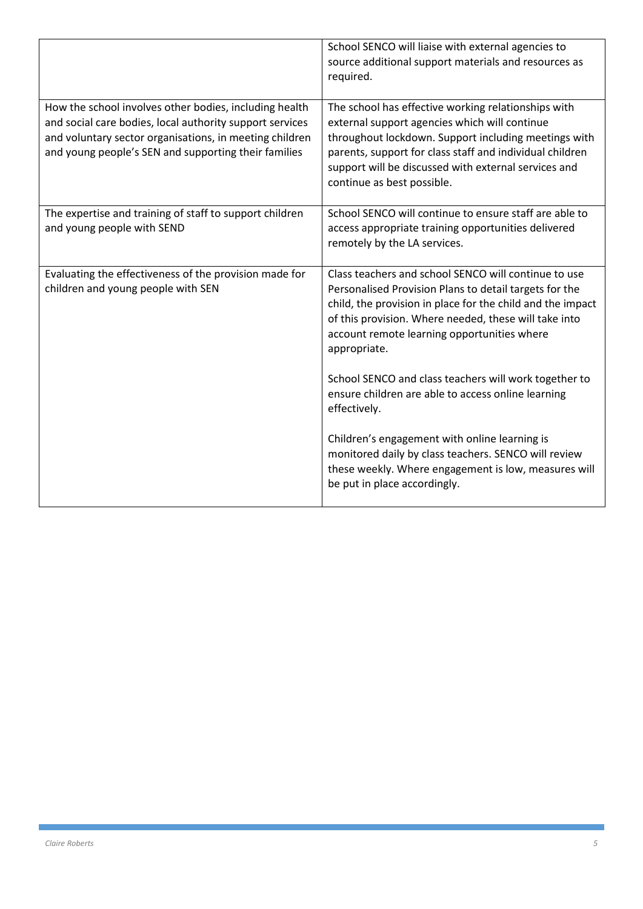| | |
|---|---|
| | School SENCO will liaise with external agencies to source additional support materials and resources as required. |
| How the school involves other bodies, including health and social care bodies, local authority support services and voluntary sector organisations, in meeting children and young people's SEN and supporting their families | The school has effective working relationships with external support agencies which will continue throughout lockdown. Support including meetings with parents, support for class staff and individual children support will be discussed with external services and continue as best possible. |
| The expertise and training of staff to support children and young people with SEND | School SENCO will continue to ensure staff are able to access appropriate training opportunities delivered remotely by the LA services. |
| Evaluating the effectiveness of the provision made for children and young people with SEN | Class teachers and school SENCO will continue to use Personalised Provision Plans to detail targets for the child, the provision in place for the child and the impact of this provision. Where needed, these will take into account remote learning opportunities where appropriate.<br><br>School SENCO and class teachers will work together to ensure children are able to access online learning effectively.<br><br>Children's engagement with online learning is monitored daily by class teachers. SENCO will review these weekly. Where engagement is low, measures will be put in place accordingly. |